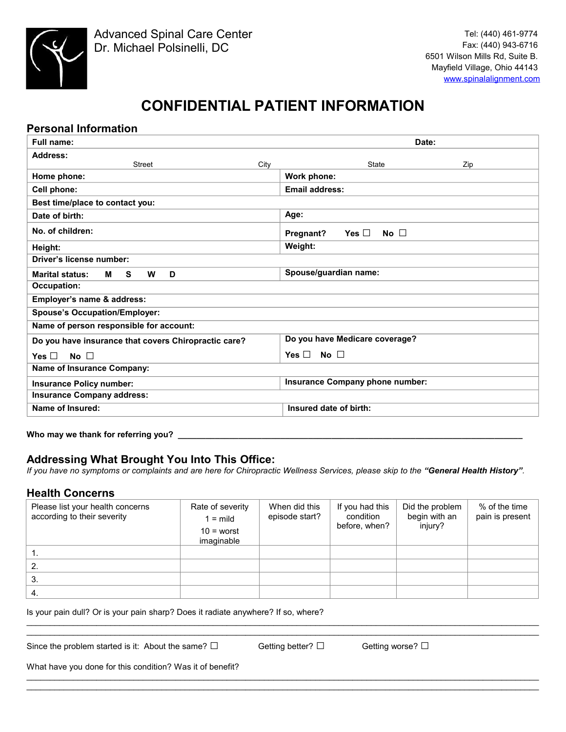Advanced Spinal Care Center
Dr. Michael Polsinelli, DC

Tel: (440) 461-9774
Fax: (440) 943-6716
6501 Wilson Mills Rd, Suite B.
Mayfield Village, Ohio 44143
www.spinalalignment.com

# CONFIDENTIAL PATIENT INFORMATION

## Personal Information

| | |
|---|---|
| **Full name:** | **Date:** |
| **Address:** Street City State Zip | |
| **Home phone:** | **Work phone:** |
| **Cell phone:** | **Email address:** |
| **Best time/place to contact you:** | |
| **Date of birth:** | **Age:** |
| **No. of children:** | **Pregnant? Yes ☐ No ☐** |
| **Height:** | **Weight:** |
| **Driver's license number:** | |
| **Marital status: M S W D** | **Spouse/guardian name:** |
| **Occupation:** | |
| **Employer's name & address:** | |
| **Spouse's Occupation/Employer:** | |
| **Name of person responsible for account:** | |
| **Do you have insurance that covers Chiropractic care?** **Yes ☐ No ☐** | **Do you have Medicare coverage?** **Yes ☐ No ☐** |
| **Name of Insurance Company:** | |
| **Insurance Policy number:** | **Insurance Company phone number:** |
| **Insurance Company address:** | |
| **Name of Insured:** | **Insured date of birth:** |

**Who may we thank for referring you?** ___________________________________________________________

## Addressing What Brought You Into This Office:

*If you have no symptoms or complaints and are here for Chiropractic Wellness Services, please skip to the* ***"General Health History"***.

## Health Concerns

| Please list your health concerns according to their severity | Rate of severity 1 = mild 10 = worst imaginable | When did this episode start? | If you had this condition before, when? | Did the problem begin with an injury? | % of the time pain is present |
|---|---|---|---|---|---|
| 1. | | | | | |
| 2. | | | | | |
| 3. | | | | | |
| 4. | | | | | |

Is your pain dull? Or is your pain sharp? Does it radiate anywhere? If so, where?

_______________________________________________________________________________________

_______________________________________________________________________________________

Since the problem started is it: About the same? ☐ Getting better? ☐ Getting worse? ☐

What have you done for this condition? Was it of benefit?

_______________________________________________________________________________________

_______________________________________________________________________________________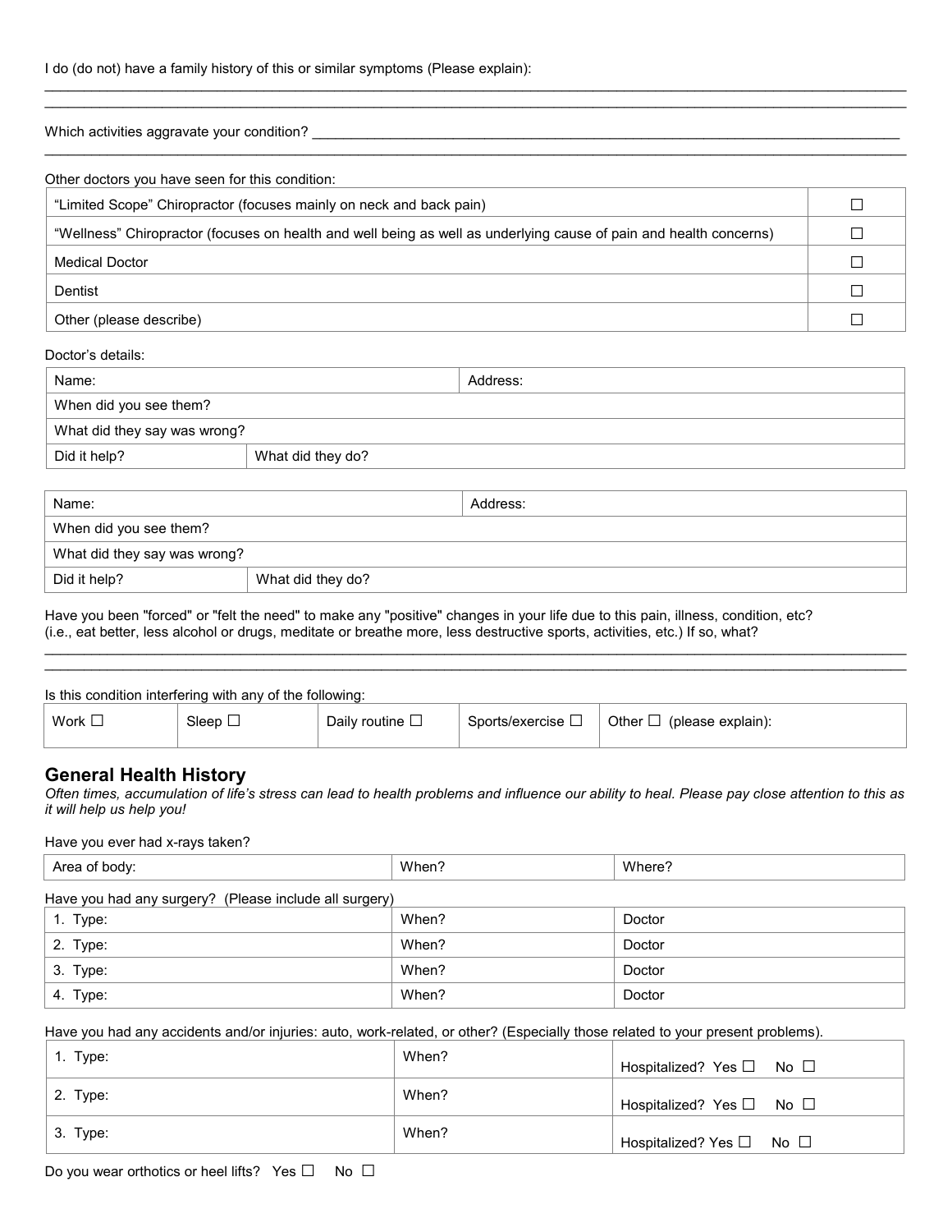I do (do not) have a family history of this or similar symptoms (Please explain):

\_\_\_\_\_\_\_\_\_\_\_\_\_\_\_\_\_\_\_\_\_\_\_\_\_\_\_\_\_\_\_\_\_\_\_\_\_\_\_\_\_\_\_\_\_\_\_\_\_\_\_\_\_\_\_\_\_\_\_\_\_\_\_\_\_\_\_\_\_\_\_\_\_\_\_\_\_\_

\_\_\_\_\_\_\_\_\_\_\_\_\_\_\_\_\_\_\_\_\_\_\_\_\_\_\_\_\_\_\_\_\_\_\_\_\_\_\_\_\_\_\_\_\_\_\_\_\_\_\_\_\_\_\_\_\_\_\_\_\_\_\_\_\_\_\_\_\_\_\_\_\_\_\_\_\_\_

Which activities aggravate your condition? \_\_\_\_\_\_\_\_\_\_\_\_\_\_\_\_\_\_\_\_\_\_\_\_\_\_\_\_\_\_\_\_\_\_\_\_\_\_\_\_\_\_\_\_\_\_\_\_\_\_\_\_

\_\_\_\_\_\_\_\_\_\_\_\_\_\_\_\_\_\_\_\_\_\_\_\_\_\_\_\_\_\_\_\_\_\_\_\_\_\_\_\_\_\_\_\_\_\_\_\_\_\_\_\_\_\_\_\_\_\_\_\_\_\_\_\_\_\_\_\_\_\_\_\_\_\_\_\_\_\_

Other doctors you have seen for this condition:

| | |
|---|---|
| "Limited Scope" Chiropractor (focuses mainly on neck and back pain) | ☐ |
| "Wellness" Chiropractor (focuses on health and well being as well as underlying cause of pain and health concerns) | ☐ |
| Medical Doctor | ☐ |
| Dentist | ☐ |
| Other (please describe) | ☐ |

Doctor's details:

| | |
|---|---|
| Name: | Address: |
| When did you see them? | |
| What did they say was wrong? | |
| Did it help? | What did they do? |

| | |
|---|---|
| Name: | Address: |
| When did you see them? | |
| What did they say was wrong? | |
| Did it help? | What did they do? |

Have you been "forced" or "felt the need" to make any "positive" changes in your life due to this pain, illness, condition, etc? (i.e., eat better, less alcohol or drugs, meditate or breathe more, less destructive sports, activities, etc.) If so, what?

\_\_\_\_\_\_\_\_\_\_\_\_\_\_\_\_\_\_\_\_\_\_\_\_\_\_\_\_\_\_\_\_\_\_\_\_\_\_\_\_\_\_\_\_\_\_\_\_\_\_\_\_\_\_\_\_\_\_\_\_\_\_\_\_\_\_\_\_\_\_\_\_\_\_\_\_\_\_

\_\_\_\_\_\_\_\_\_\_\_\_\_\_\_\_\_\_\_\_\_\_\_\_\_\_\_\_\_\_\_\_\_\_\_\_\_\_\_\_\_\_\_\_\_\_\_\_\_\_\_\_\_\_\_\_\_\_\_\_\_\_\_\_\_\_\_\_\_\_\_\_\_\_\_\_\_\_

Is this condition interfering with any of the following:

| | | | | |
|---|---|---|---|---|
| Work ☐ | Sleep ☐ | Daily routine ☐ | Sports/exercise ☐ | Other ☐ (please explain): |

## General Health History

*Often times, accumulation of life's stress can lead to health problems and influence our ability to heal. Please pay close attention to this as it will help us help you!*

Have you ever had x-rays taken?

| | | |
|---|---|---|
| Area of body: | When? | Where? |

Have you had any surgery? (Please include all surgery)

| | | |
|---|---|---|
| 1. Type: | When? | Doctor |
| 2. Type: | When? | Doctor |
| 3. Type: | When? | Doctor |
| 4. Type: | When? | Doctor |

Have you had any accidents and/or injuries: auto, work-related, or other? (Especially those related to your present problems).

| | | |
|---|---|---|
| 1. Type: | When? | Hospitalized? Yes ☐ No ☐ |
| 2. Type: | When? | Hospitalized? Yes ☐ No ☐ |
| 3. Type: | When? | Hospitalized? Yes ☐ No ☐ |

Do you wear orthotics or heel lifts? Yes ☐ No ☐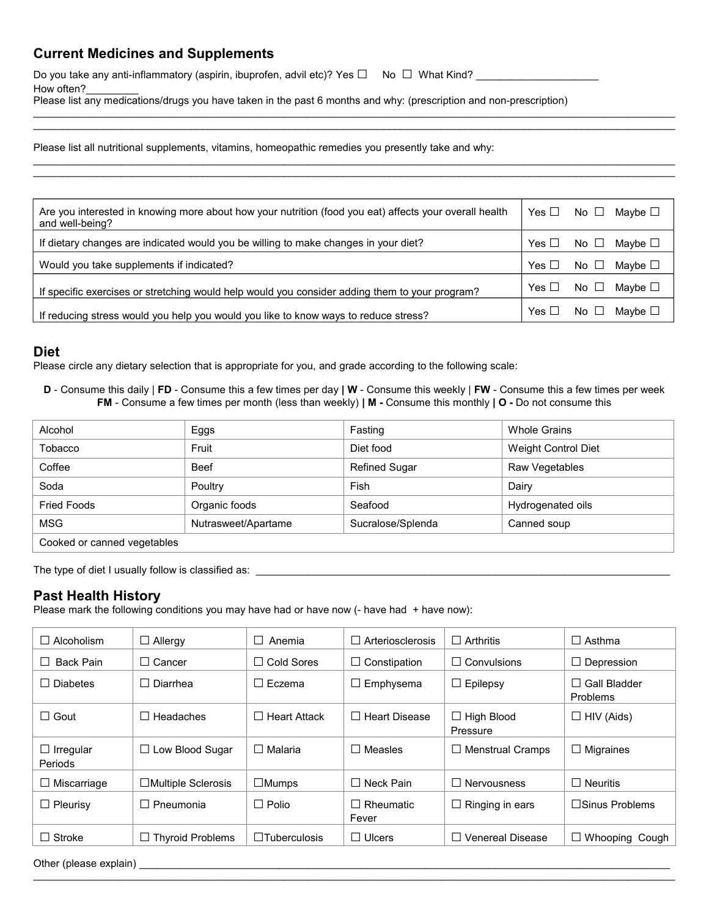## Current Medicines and Supplements

Do you take any anti-inflammatory (aspirin, ibuprofen, advil etc)? Yes ☐ No ☐ What Kind? ____________________

How often?_________

Please list any medications/drugs you have taken in the past 6 months and why: (prescription and non-prescription)

________________________________________________________________________________________________________

________________________________________________________________________________________________________

Please list all nutritional supplements, vitamins, homeopathic remedies you presently take and why:

________________________________________________________________________________________________________

________________________________________________________________________________________________________

| | |
|---|---|
| Are you interested in knowing more about how your nutrition (food you eat) affects your overall health and well-being? | Yes ☐ No ☐ Maybe ☐ |
| If dietary changes are indicated would you be willing to make changes in your diet? | Yes ☐ No ☐ Maybe ☐ |
| Would you take supplements if indicated? | Yes ☐ No ☐ Maybe ☐ |
| If specific exercises or stretching would help would you consider adding them to your program? | Yes ☐ No ☐ Maybe ☐ |
| If reducing stress would you help you would you like to know ways to reduce stress? | Yes ☐ No ☐ Maybe ☐ |

## Diet

Please circle any dietary selection that is appropriate for you, and grade according to the following scale:

**D** - Consume this daily | **FD** - Consume this a few times per day **|** **W** - Consume this weekly | **FW** - Consume this a few times per week **FM** - Consume a few times per month (less than weekly) **| M -** Consume this monthly **| O -** Do not consume this

| | | | |
|---|---|---|---|
| Alcohol | Eggs | Fasting | Whole Grains |
| Tobacco | Fruit | Diet food | Weight Control Diet |
| Coffee | Beef | Refined Sugar | Raw Vegetables |
| Soda | Poultry | Fish | Dairy |
| Fried Foods | Organic foods | Seafood | Hydrogenated oils |
| MSG | Nutrasweet/Apartame | Sucralose/Splenda | Canned soup |
| Cooked or canned vegetables | | | |

The type of diet I usually follow is classified as: ______________________________________________________________

## Past Health History

Please mark the following conditions you may have had or have now (- have had + have now):

| | | | | | |
|---|---|---|---|---|---|
| ☐ Alcoholism | ☐ Allergy | ☐ Anemia | ☐ Arteriosclerosis | ☐ Arthritis | ☐ Asthma |
| ☐ Back Pain | ☐ Cancer | ☐ Cold Sores | ☐ Constipation | ☐ Convulsions | ☐ Depression |
| ☐ Diabetes | ☐ Diarrhea | ☐ Eczema | ☐ Emphysema | ☐ Epilepsy | ☐ Gall Bladder Problems |
| ☐ Gout | ☐ Headaches | ☐ Heart Attack | ☐ Heart Disease | ☐ High Blood Pressure | ☐ HIV (Aids) |
| ☐ Irregular Periods | ☐ Low Blood Sugar | ☐ Malaria | ☐ Measles | ☐ Menstrual Cramps | ☐ Migraines |
| ☐ Miscarriage | ☐Multiple Sclerosis | ☐Mumps | ☐ Neck Pain | ☐ Nervousness | ☐ Neuritis |
| ☐ Pleurisy | ☐ Pneumonia | ☐ Polio | ☐ Rheumatic Fever | ☐ Ringing in ears | ☐Sinus Problems |
| ☐ Stroke | ☐ Thyroid Problems | ☐Tuberculosis | ☐ Ulcers | ☐ Venereal Disease | ☐ Whooping Cough |

Other (please explain) ________________________________________________________________________________________

________________________________________________________________________________________________________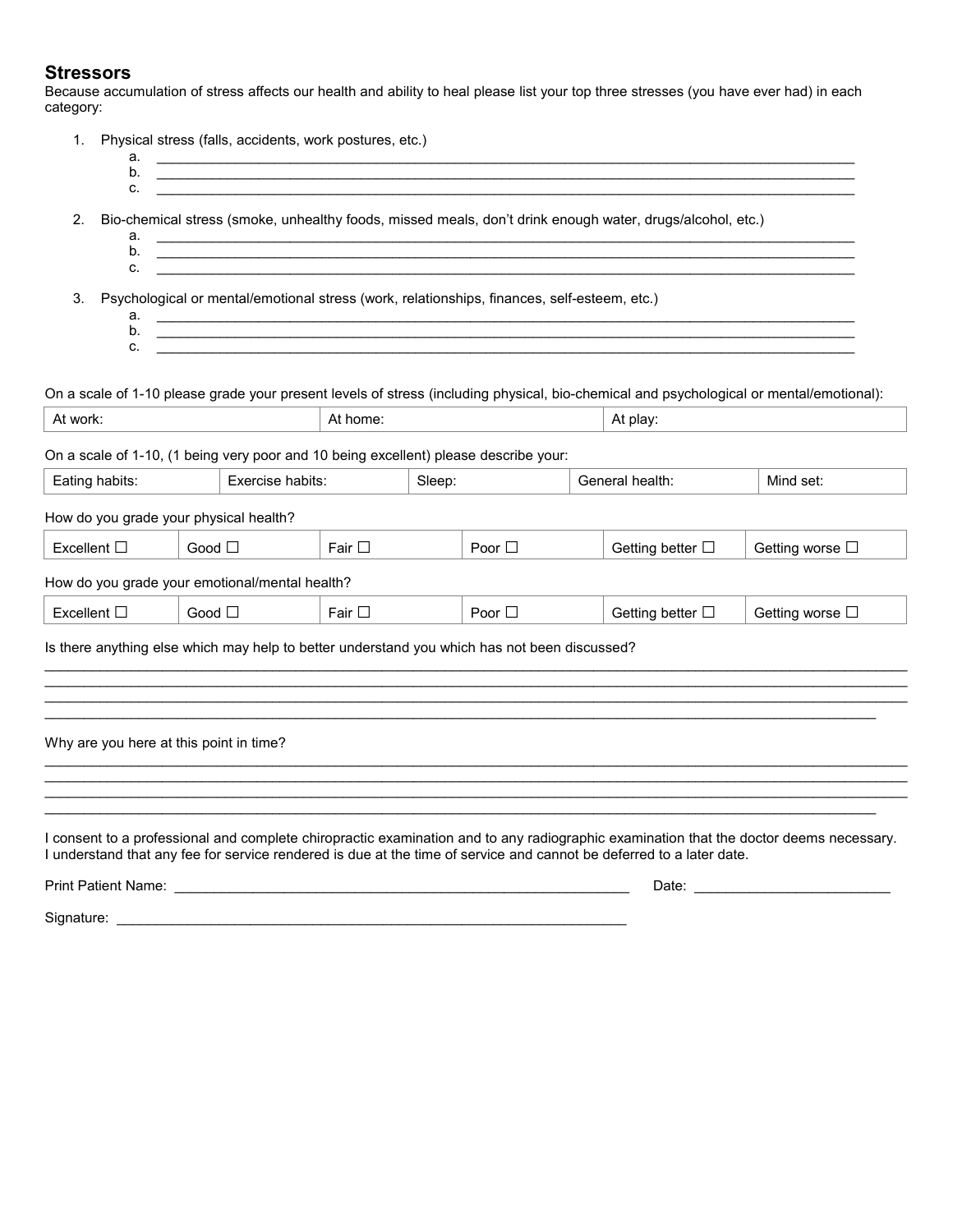## Stressors

Because accumulation of stress affects our health and ability to heal please list your top three stresses (you have ever had) in each category:

1. Physical stress (falls, accidents, work postures, etc.)
   a. ______________________________
   b. ______________________________
   c. ______________________________
2. Bio-chemical stress (smoke, unhealthy foods, missed meals, don't drink enough water, drugs/alcohol, etc.)
   a. ______________________________
   b. ______________________________
   c. ______________________________
3. Psychological or mental/emotional stress (work, relationships, finances, self-esteem, etc.)
   a. ______________________________
   b. ______________________________
   c. ______________________________

On a scale of 1-10 please grade your present levels of stress (including physical, bio-chemical and psychological or mental/emotional):

| | | |
|---|---|---|
| At work: | At home: | At play: |

On a scale of 1-10, (1 being very poor and 10 being excellent) please describe your:

| | | | | |
|---|---|---|---|---|
| Eating habits: | Exercise habits: | Sleep: | General health: | Mind set: |

How do you grade your physical health?

| | | | | | |
|---|---|---|---|---|---|
| Excellent ☐ | Good ☐ | Fair ☐ | Poor ☐ | Getting better ☐ | Getting worse ☐ |

How do you grade your emotional/mental health?

| | | | | | |
|---|---|---|---|---|---|
| Excellent ☐ | Good ☐ | Fair ☐ | Poor ☐ | Getting better ☐ | Getting worse ☐ |

Is there anything else which may help to better understand you which has not been discussed?

______________________________
______________________________
______________________________
______________________________

Why are you here at this point in time?

______________________________
______________________________
______________________________
______________________________

I consent to a professional and complete chiropractic examination and to any radiographic examination that the doctor deems necessary. I understand that any fee for service rendered is due at the time of service and cannot be deferred to a later date.

Print Patient Name: ______________________________ Date: ____________________

Signature: ______________________________